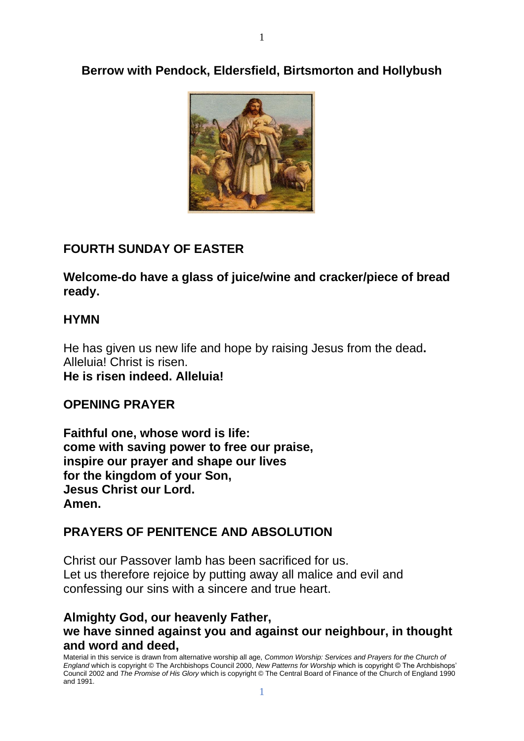## Berrow with Pendock, Eldersfield, Birtsmorton and Hollybush

**FOURTH SUNDAY OF EASTER**

**Welcome-do have a glass of juice/wine and cracker/piece of bread ready.**

**HYMN**

He has given us new life and hope by raising Jesus from the dead**.**
Alleluia! Christ is risen.
**He is risen indeed. Alleluia!**

**OPENING PRAYER**

**Faithful one, whose word is life:**
**come with saving power to free our praise,**
**inspire our prayer and shape our lives**
**for the kingdom of your Son,**
**Jesus Christ our Lord.**
**Amen.**

**PRAYERS OF PENITENCE AND ABSOLUTION**

Christ our Passover lamb has been sacrificed for us.
Let us therefore rejoice by putting away all malice and evil and confessing our sins with a sincere and true heart.

**Almighty God, our heavenly Father,**
**we have sinned against you and against our neighbour, in thought and word and deed,**

Material in this service is drawn from alternative worship all age, *Common Worship: Services and Prayers for the Church of England* which is copyright © The Archbishops Council 2000, *New Patterns for Worship* which is copyright © The Archbishops' Council 2002 and *The Promise of His Glory* which is copyright © The Central Board of Finance of the Church of England 1990 and 1991.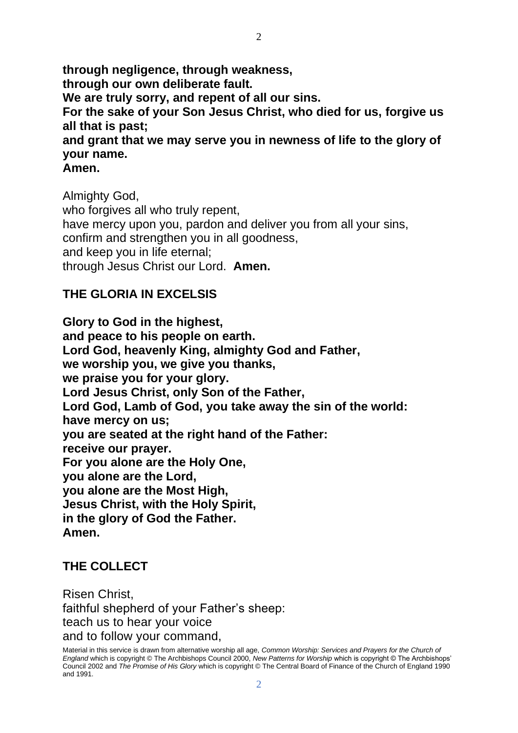**through negligence, through weakness,**
**through our own deliberate fault.**
**We are truly sorry, and repent of all our sins.**
**For the sake of your Son Jesus Christ, who died for us, forgive us all that is past;**
**and grant that we may serve you in newness of life to the glory of your name.**
**Amen.**

Almighty God,
who forgives all who truly repent,
have mercy upon you, pardon and deliver you from all your sins,
confirm and strengthen you in all goodness,
and keep you in life eternal;
through Jesus Christ our Lord. **Amen.**

## THE GLORIA IN EXCELSIS

**Glory to God in the highest,**
**and peace to his people on earth.**
**Lord God, heavenly King, almighty God and Father,**
**we worship you, we give you thanks,**
**we praise you for your glory.**
**Lord Jesus Christ, only Son of the Father,**
**Lord God, Lamb of God, you take away the sin of the world:**
**have mercy on us;**
**you are seated at the right hand of the Father:**
**receive our prayer.**
**For you alone are the Holy One,**
**you alone are the Lord,**
**you alone are the Most High,**
**Jesus Christ, with the Holy Spirit,**
**in the glory of God the Father.**
**Amen.**

## THE COLLECT

Risen Christ,
faithful shepherd of your Father's sheep:
teach us to hear your voice
and to follow your command,

Material in this service is drawn from alternative worship all age, *Common Worship: Services and Prayers for the Church of England* which is copyright © The Archbishops Council 2000, *New Patterns for Worship* which is copyright © The Archbishops' Council 2002 and *The Promise of His Glory* which is copyright © The Central Board of Finance of the Church of England 1990 and 1991.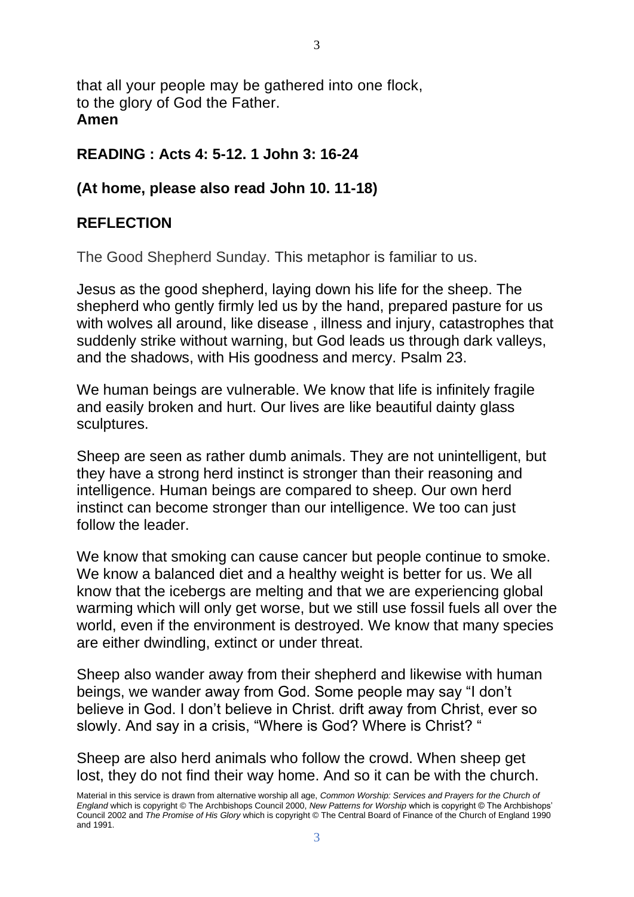that all your people may be gathered into one flock,
to the glory of God the Father.
**Amen**

**READING : Acts 4: 5-12. 1 John 3: 16-24**

**(At home, please also read John 10. 11-18)**

**REFLECTION**

The Good Shepherd Sunday. This metaphor is familiar to us.

Jesus as the good shepherd, laying down his life for the sheep. The shepherd who gently firmly led us by the hand, prepared pasture for us with wolves all around, like disease , illness and injury, catastrophes that suddenly strike without warning, but God leads us through dark valleys, and the shadows, with His goodness and mercy. Psalm 23.

We human beings are vulnerable. We know that life is infinitely fragile and easily broken and hurt. Our lives are like beautiful dainty glass sculptures.

Sheep are seen as rather dumb animals. They are not unintelligent, but they have a strong herd instinct is stronger than their reasoning and intelligence. Human beings are compared to sheep. Our own herd instinct can become stronger than our intelligence. We too can just follow the leader.

We know that smoking can cause cancer but people continue to smoke. We know a balanced diet and a healthy weight is better for us. We all know that the icebergs are melting and that we are experiencing global warming which will only get worse, but we still use fossil fuels all over the world, even if the environment is destroyed. We know that many species are either dwindling, extinct or under threat.

Sheep also wander away from their shepherd and likewise with human beings, we wander away from God. Some people may say "I don't believe in God. I don't believe in Christ. drift away from Christ, ever so slowly. And say in a crisis, "Where is God? Where is Christ? "

Sheep are also herd animals who follow the crowd. When sheep get lost, they do not find their way home. And so it can be with the church.

Material in this service is drawn from alternative worship all age, *Common Worship: Services and Prayers for the Church of England* which is copyright © The Archbishops Council 2000, *New Patterns for Worship* which is copyright © The Archbishops' Council 2002 and *The Promise of His Glory* which is copyright © The Central Board of Finance of the Church of England 1990 and 1991.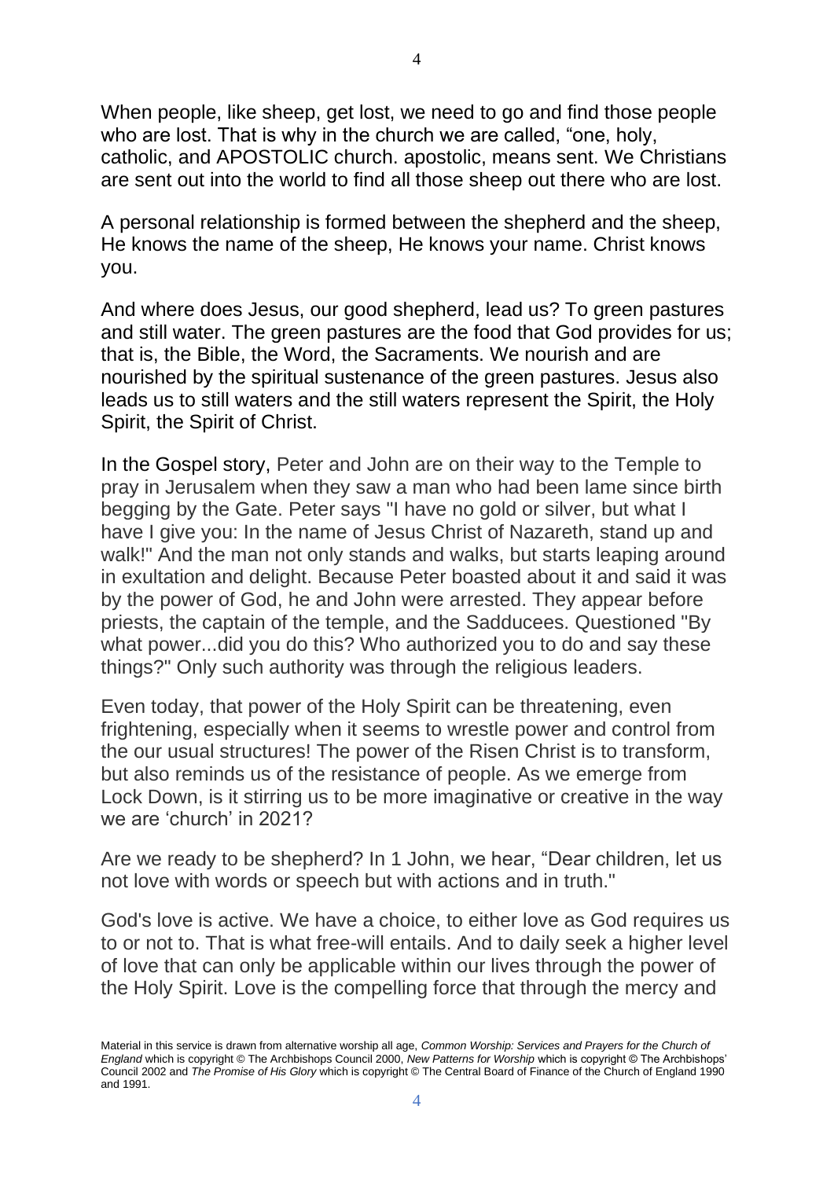When people, like sheep, get lost, we need to go and find those people who are lost. That is why in the church we are called, “one, holy, catholic, and APOSTOLIC church. apostolic, means sent. We Christians are sent out into the world to find all those sheep out there who are lost.

A personal relationship is formed between the shepherd and the sheep, He knows the name of the sheep, He knows your name. Christ knows you.

And where does Jesus, our good shepherd, lead us? To green pastures and still water. The green pastures are the food that God provides for us; that is, the Bible, the Word, the Sacraments. We nourish and are nourished by the spiritual sustenance of the green pastures. Jesus also leads us to still waters and the still waters represent the Spirit, the Holy Spirit, the Spirit of Christ.

In the Gospel story, Peter and John are on their way to the Temple to pray in Jerusalem when they saw a man who had been lame since birth begging by the Gate. Peter says "I have no gold or silver, but what I have I give you: In the name of Jesus Christ of Nazareth, stand up and walk!" And the man not only stands and walks, but starts leaping around in exultation and delight. Because Peter boasted about it and said it was by the power of God, he and John were arrested. They appear before priests, the captain of the temple, and the Sadducees. Questioned "By what power...did you do this? Who authorized you to do and say these things?" Only such authority was through the religious leaders.

Even today, that power of the Holy Spirit can be threatening, even frightening, especially when it seems to wrestle power and control from the our usual structures! The power of the Risen Christ is to transform, but also reminds us of the resistance of people. As we emerge from Lock Down, is it stirring us to be more imaginative or creative in the way we are ‘church’ in 2021?

Are we ready to be shepherd? In 1 John, we hear, “Dear children, let us not love with words or speech but with actions and in truth."

God's love is active. We have a choice, to either love as God requires us to or not to. That is what free-will entails. And to daily seek a higher level of love that can only be applicable within our lives through the power of the Holy Spirit. Love is the compelling force that through the mercy and

Material in this service is drawn from alternative worship all age, *Common Worship: Services and Prayers for the Church of England* which is copyright © The Archbishops Council 2000, *New Patterns for Worship* which is copyright © The Archbishops' Council 2002 and *The Promise of His Glory* which is copyright © The Central Board of Finance of the Church of England 1990 and 1991.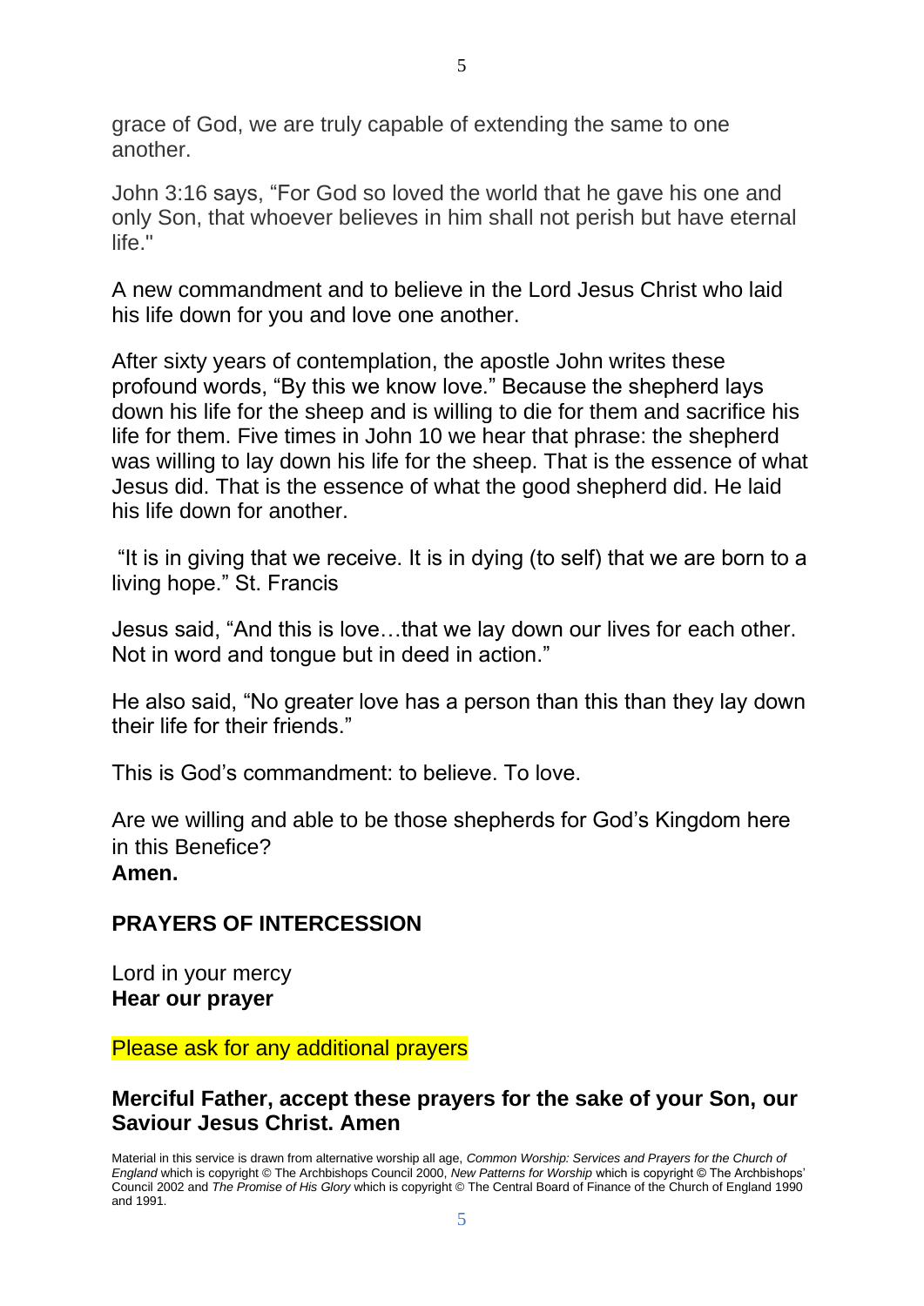grace of God, we are truly capable of extending the same to one another.

John 3:16 says, "For God so loved the world that he gave his one and only Son, that whoever believes in him shall not perish but have eternal life."

A new commandment and to believe in the Lord Jesus Christ who laid his life down for you and love one another.

After sixty years of contemplation, the apostle John writes these profound words, "By this we know love." Because the shepherd lays down his life for the sheep and is willing to die for them and sacrifice his life for them. Five times in John 10 we hear that phrase: the shepherd was willing to lay down his life for the sheep. That is the essence of what Jesus did. That is the essence of what the good shepherd did. He laid his life down for another.

"It is in giving that we receive. It is in dying (to self) that we are born to a living hope." St. Francis

Jesus said, "And this is love…that we lay down our lives for each other. Not in word and tongue but in deed in action."

He also said, "No greater love has a person than this than they lay down their life for their friends."

This is God's commandment: to believe. To love.

Are we willing and able to be those shepherds for God's Kingdom here in this Benefice?
**Amen.**

## PRAYERS OF INTERCESSION

Lord in your mercy
**Hear our prayer**

Please ask for any additional prayers

**Merciful Father, accept these prayers for the sake of your Son, our Saviour Jesus Christ. Amen**

Material in this service is drawn from alternative worship all age, *Common Worship: Services and Prayers for the Church of England* which is copyright © The Archbishops Council 2000, *New Patterns for Worship* which is copyright © The Archbishops' Council 2002 and *The Promise of His Glory* which is copyright © The Central Board of Finance of the Church of England 1990 and 1991.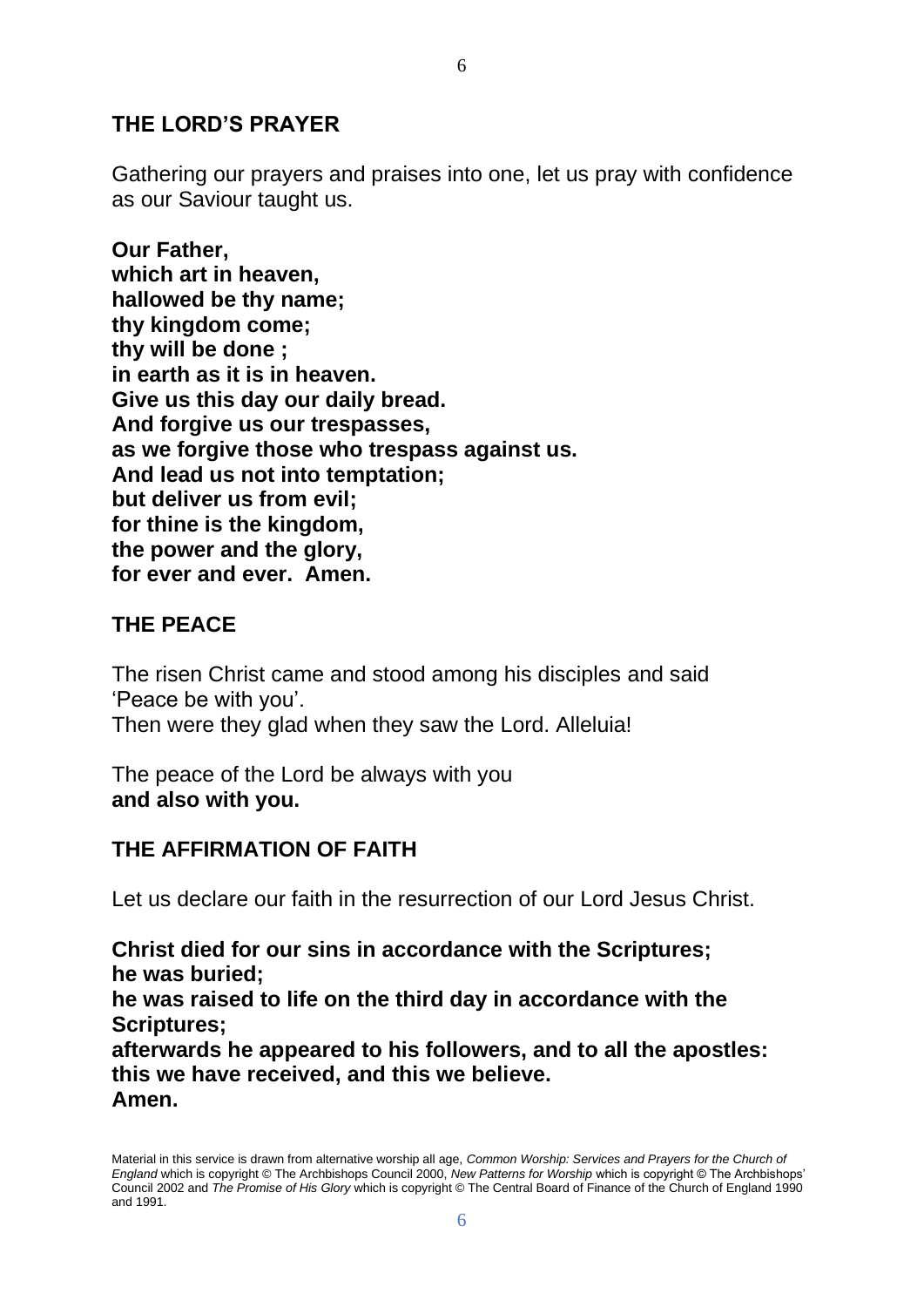## THE LORD'S PRAYER

Gathering our prayers and praises into one, let us pray with confidence as our Saviour taught us.

**Our Father,**
**which art in heaven,**
**hallowed be thy name;**
**thy kingdom come;**
**thy will be done ;**
**in earth as it is in heaven.**
**Give us this day our daily bread.**
**And forgive us our trespasses,**
**as we forgive those who trespass against us.**
**And lead us not into temptation;**
**but deliver us from evil;**
**for thine is the kingdom,**
**the power and the glory,**
**for ever and ever. Amen.**

## THE PEACE

The risen Christ came and stood among his disciples and said 'Peace be with you'.
Then were they glad when they saw the Lord. Alleluia!

The peace of the Lord be always with you
**and also with you.**

## THE AFFIRMATION OF FAITH

Let us declare our faith in the resurrection of our Lord Jesus Christ.

**Christ died for our sins in accordance with the Scriptures;**
**he was buried;**
**he was raised to life on the third day in accordance with the Scriptures;**
**afterwards he appeared to his followers, and to all the apostles:**
**this we have received, and this we believe.**
**Amen.**

Material in this service is drawn from alternative worship all age, *Common Worship: Services and Prayers for the Church of England* which is copyright © The Archbishops Council 2000, *New Patterns for Worship* which is copyright © The Archbishops' Council 2002 and *The Promise of His Glory* which is copyright © The Central Board of Finance of the Church of England 1990 and 1991.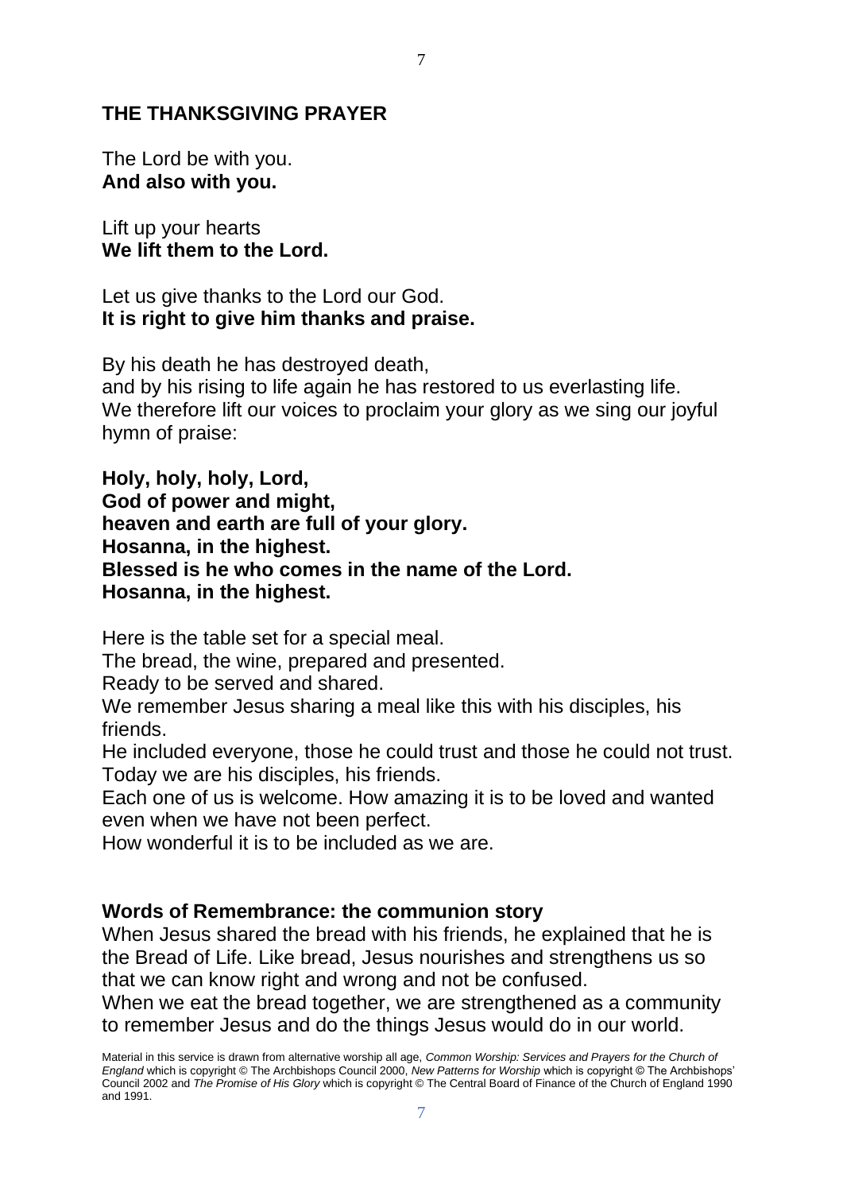## THE THANKSGIVING PRAYER

The Lord be with you.
**And also with you.**

Lift up your hearts
**We lift them to the Lord.**

Let us give thanks to the Lord our God.
**It is right to give him thanks and praise.**

By his death he has destroyed death,
and by his rising to life again he has restored to us everlasting life.
We therefore lift our voices to proclaim your glory as we sing our joyful hymn of praise:

**Holy, holy, holy, Lord,**
**God of power and might,**
**heaven and earth are full of your glory.**
**Hosanna, in the highest.**
**Blessed is he who comes in the name of the Lord.**
**Hosanna, in the highest.**

Here is the table set for a special meal.
The bread, the wine, prepared and presented.
Ready to be served and shared.
We remember Jesus sharing a meal like this with his disciples, his friends.
He included everyone, those he could trust and those he could not trust.
Today we are his disciples, his friends.
Each one of us is welcome. How amazing it is to be loved and wanted even when we have not been perfect.
How wonderful it is to be included as we are.

### Words of Remembrance: the communion story

When Jesus shared the bread with his friends, he explained that he is the Bread of Life. Like bread, Jesus nourishes and strengthens us so that we can know right and wrong and not be confused.
When we eat the bread together, we are strengthened as a community to remember Jesus and do the things Jesus would do in our world.

Material in this service is drawn from alternative worship all age, *Common Worship: Services and Prayers for the Church of England* which is copyright © The Archbishops Council 2000, *New Patterns for Worship* which is copyright © The Archbishops' Council 2002 and *The Promise of His Glory* which is copyright © The Central Board of Finance of the Church of England 1990 and 1991.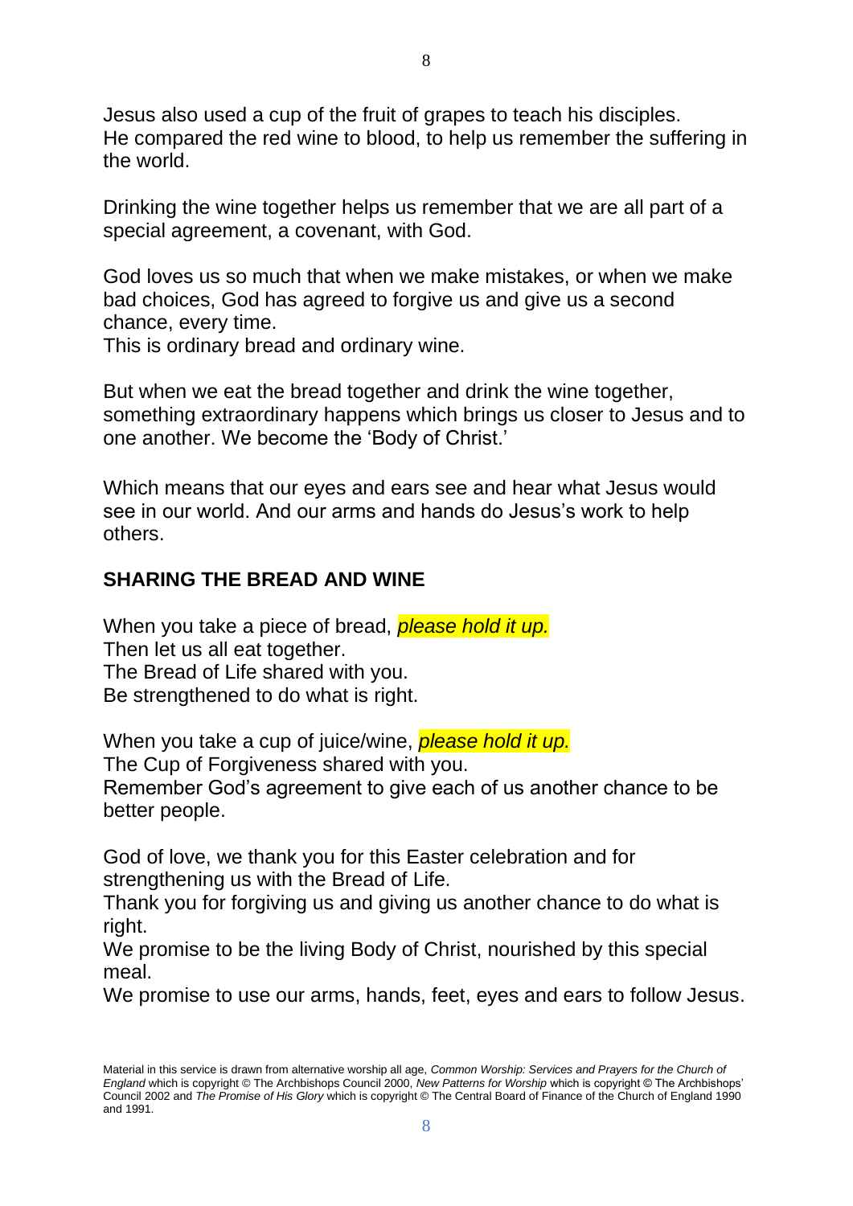Jesus also used a cup of the fruit of grapes to teach his disciples.
He compared the red wine to blood, to help us remember the suffering in the world.

Drinking the wine together helps us remember that we are all part of a special agreement, a covenant, with God.

God loves us so much that when we make mistakes, or when we make bad choices, God has agreed to forgive us and give us a second chance, every time.
This is ordinary bread and ordinary wine.

But when we eat the bread together and drink the wine together, something extraordinary happens which brings us closer to Jesus and to one another. We become the 'Body of Christ.'

Which means that our eyes and ears see and hear what Jesus would see in our world. And our arms and hands do Jesus's work to help others.

## SHARING THE BREAD AND WINE

When you take a piece of bread, *please hold it up.*
Then let us all eat together.
The Bread of Life shared with you.
Be strengthened to do what is right.

When you take a cup of juice/wine, *please hold it up.*
The Cup of Forgiveness shared with you.
Remember God's agreement to give each of us another chance to be better people.

God of love, we thank you for this Easter celebration and for strengthening us with the Bread of Life.
Thank you for forgiving us and giving us another chance to do what is right.
We promise to be the living Body of Christ, nourished by this special meal.
We promise to use our arms, hands, feet, eyes and ears to follow Jesus.

Material in this service is drawn from alternative worship all age, *Common Worship: Services and Prayers for the Church of England* which is copyright © The Archbishops Council 2000, *New Patterns for Worship* which is copyright © The Archbishops' Council 2002 and *The Promise of His Glory* which is copyright © The Central Board of Finance of the Church of England 1990 and 1991.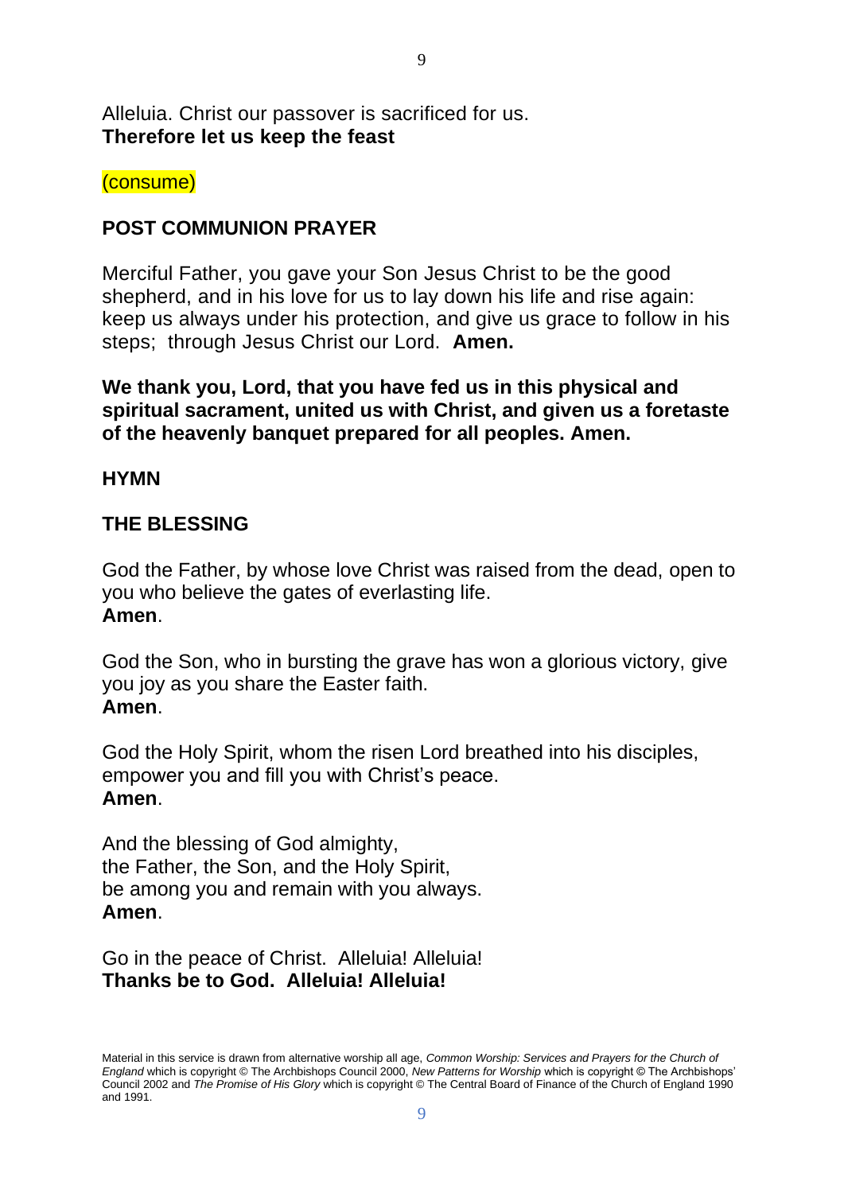Alleluia. Christ our passover is sacrificed for us.
**Therefore let us keep the feast**

(consume)

## POST COMMUNION PRAYER

Merciful Father, you gave your Son Jesus Christ to be the good shepherd, and in his love for us to lay down his life and rise again: keep us always under his protection, and give us grace to follow in his steps; through Jesus Christ our Lord. **Amen.**

**We thank you, Lord, that you have fed us in this physical and spiritual sacrament, united us with Christ, and given us a foretaste of the heavenly banquet prepared for all peoples. Amen.**

## HYMN

## THE BLESSING

God the Father, by whose love Christ was raised from the dead, open to you who believe the gates of everlasting life.
**Amen**.

God the Son, who in bursting the grave has won a glorious victory, give you joy as you share the Easter faith.
**Amen**.

God the Holy Spirit, whom the risen Lord breathed into his disciples, empower you and fill you with Christ's peace.
**Amen**.

And the blessing of God almighty,
the Father, the Son, and the Holy Spirit,
be among you and remain with you always.
**Amen**.

Go in the peace of Christ. Alleluia! Alleluia!
**Thanks be to God. Alleluia! Alleluia!**

Material in this service is drawn from alternative worship all age, *Common Worship: Services and Prayers for the Church of England* which is copyright © The Archbishops Council 2000, *New Patterns for Worship* which is copyright © The Archbishops' Council 2002 and *The Promise of His Glory* which is copyright © The Central Board of Finance of the Church of England 1990 and 1991.